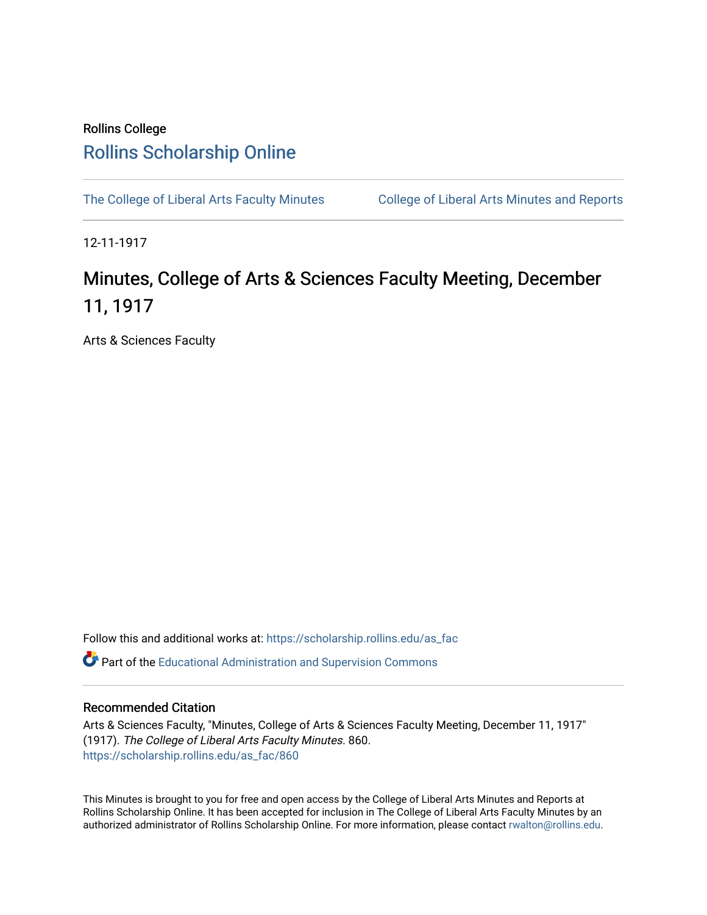Rollins College

# Rollins Scholarship Online

The College of Liberal Arts Faculty Minutes

College of Liberal Arts Minutes and Reports

12-11-1917

## Minutes, College of Arts & Sciences Faculty Meeting, December 11, 1917

Arts & Sciences Faculty

Follow this and additional works at: https://scholarship.rollins.edu/as_fac

Part of the Educational Administration and Supervision Commons

### Recommended Citation

Arts & Sciences Faculty, "Minutes, College of Arts & Sciences Faculty Meeting, December 11, 1917" (1917). *The College of Liberal Arts Faculty Minutes*. 860.
https://scholarship.rollins.edu/as_fac/860

This Minutes is brought to you for free and open access by the College of Liberal Arts Minutes and Reports at Rollins Scholarship Online. It has been accepted for inclusion in The College of Liberal Arts Faculty Minutes by an authorized administrator of Rollins Scholarship Online. For more information, please contact rwalton@rollins.edu.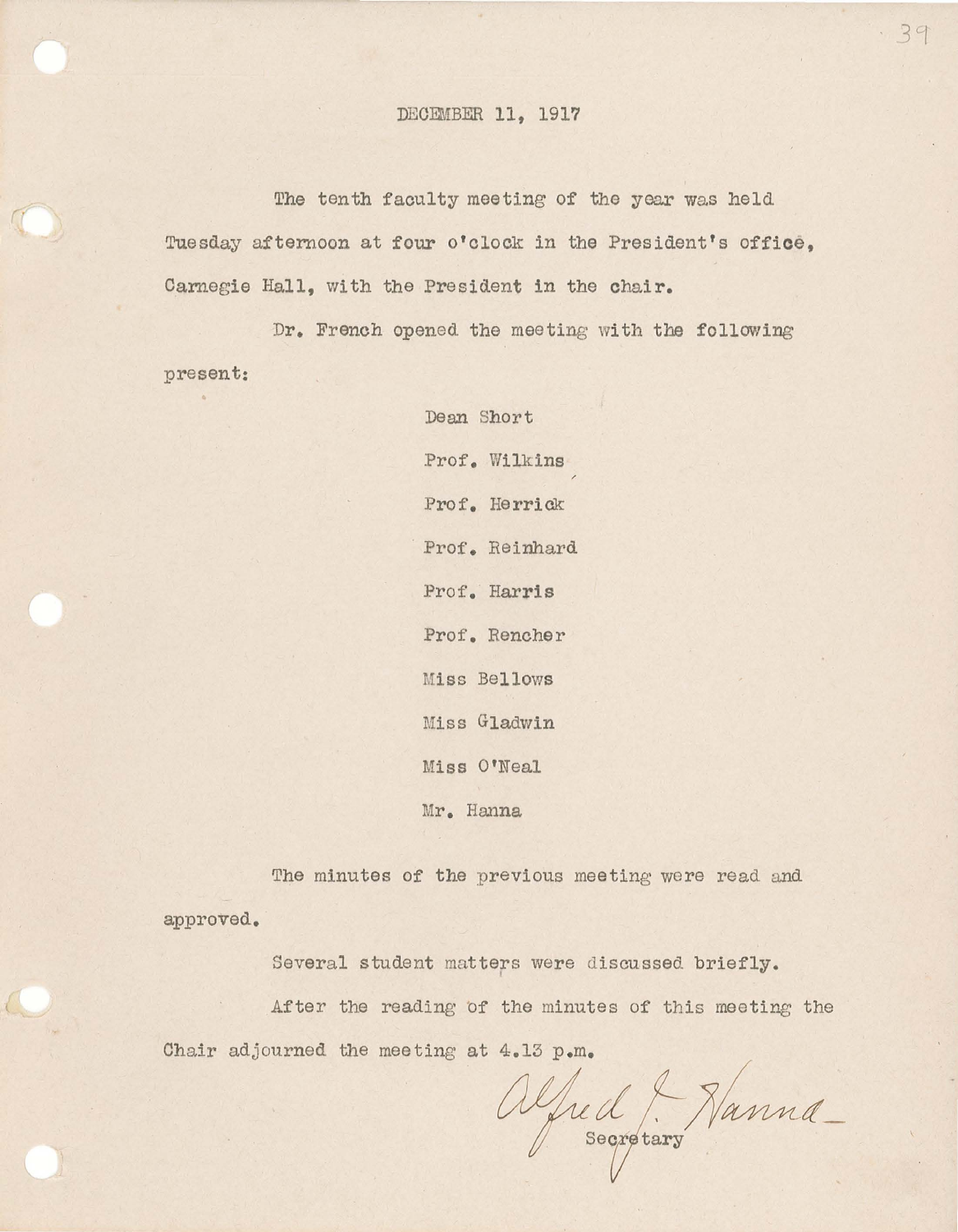DECEMBER 11, 1917

The tenth faculty meeting of the year was held Tuesday afternoon at four o'clock in the President's office, Carnegie Hall, with the President in the chair.

Dr. French opened the meeting with the following present:

Dean Short
Prof. Wilkins
Prof. Herrick
Prof. Reinhard
Prof. Harris
Prof. Rencher
Miss Bellows
Miss Gladwin
Miss O'Neal
Mr. Hanna

The minutes of the previous meeting were read and approved.

Several student matters were discussed briefly.

After the reading of the minutes of this meeting the Chair adjourned the meeting at 4.13 p.m.

Alfred J. Hanna
Secretary